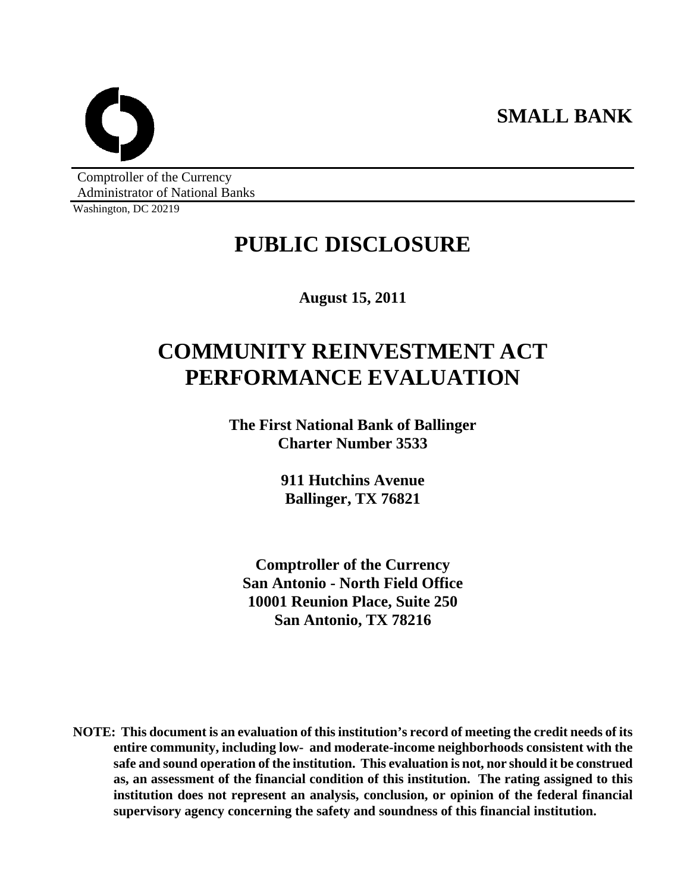**SMALL BANK**

Comptroller of the Currency
Administrator of National Banks

Washington, DC 20219

# PUBLIC DISCLOSURE

**August 15, 2011**

# COMMUNITY REINVESTMENT ACT PERFORMANCE EVALUATION

**The First National Bank of Ballinger**
**Charter Number 3533**

**911 Hutchins Avenue**
**Ballinger, TX 76821**

**Comptroller of the Currency**
**San Antonio - North Field Office**
**10001 Reunion Place, Suite 250**
**San Antonio, TX 78216**

**NOTE: This document is an evaluation of this institution's record of meeting the credit needs of its entire community, including low- and moderate-income neighborhoods consistent with the safe and sound operation of the institution. This evaluation is not, nor should it be construed as, an assessment of the financial condition of this institution. The rating assigned to this institution does not represent an analysis, conclusion, or opinion of the federal financial supervisory agency concerning the safety and soundness of this financial institution.**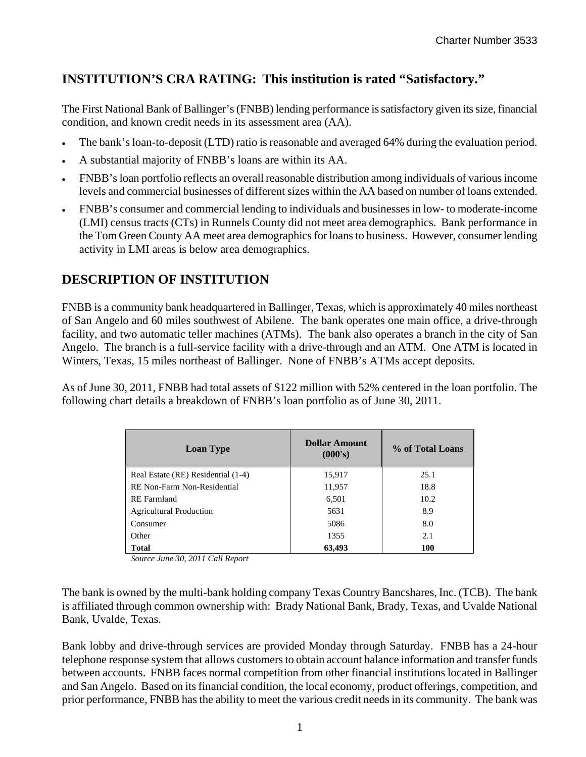## INSTITUTION'S CRA RATING: This institution is rated "Satisfactory."

The First National Bank of Ballinger's (FNBB) lending performance is satisfactory given its size, financial condition, and known credit needs in its assessment area (AA).

- The bank's loan-to-deposit (LTD) ratio is reasonable and averaged 64% during the evaluation period.
- A substantial majority of FNBB's loans are within its AA.
- FNBB's loan portfolio reflects an overall reasonable distribution among individuals of various income levels and commercial businesses of different sizes within the AA based on number of loans extended.
- FNBB's consumer and commercial lending to individuals and businesses in low- to moderate-income (LMI) census tracts (CTs) in Runnels County did not meet area demographics. Bank performance in the Tom Green County AA meet area demographics for loans to business. However, consumer lending activity in LMI areas is below area demographics.

## DESCRIPTION OF INSTITUTION

FNBB is a community bank headquartered in Ballinger, Texas, which is approximately 40 miles northeast of San Angelo and 60 miles southwest of Abilene. The bank operates one main office, a drive-through facility, and two automatic teller machines (ATMs). The bank also operates a branch in the city of San Angelo. The branch is a full-service facility with a drive-through and an ATM. One ATM is located in Winters, Texas, 15 miles northeast of Ballinger. None of FNBB's ATMs accept deposits.

As of June 30, 2011, FNBB had total assets of $122 million with 52% centered in the loan portfolio. The following chart details a breakdown of FNBB's loan portfolio as of June 30, 2011.

| Loan Type | Dollar Amount (000's) | % of Total Loans |
|---|---|---|
| Real Estate (RE) Residential (1-4) | 15,917 | 25.1 |
| RE Non-Farm Non-Residential | 11,957 | 18.8 |
| RE Farmland | 6,501 | 10.2 |
| Agricultural Production | 5631 | 8.9 |
| Consumer | 5086 | 8.0 |
| Other | 1355 | 2.1 |
| **Total** | **63,493** | **100** |

*Source June 30, 2011 Call Report*

The bank is owned by the multi-bank holding company Texas Country Bancshares, Inc. (TCB). The bank is affiliated through common ownership with: Brady National Bank, Brady, Texas, and Uvalde National Bank, Uvalde, Texas.

Bank lobby and drive-through services are provided Monday through Saturday. FNBB has a 24-hour telephone response system that allows customers to obtain account balance information and transfer funds between accounts. FNBB faces normal competition from other financial institutions located in Ballinger and San Angelo. Based on its financial condition, the local economy, product offerings, competition, and prior performance, FNBB has the ability to meet the various credit needs in its community. The bank was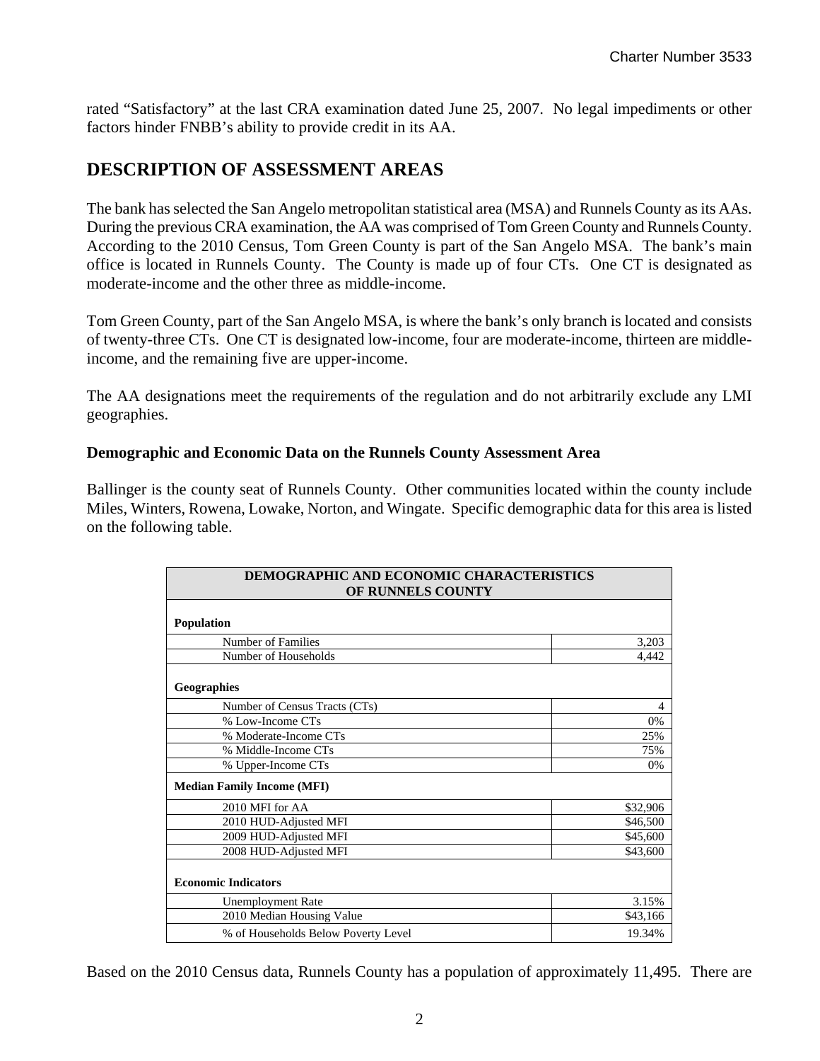rated "Satisfactory" at the last CRA examination dated June 25, 2007. No legal impediments or other factors hinder FNBB's ability to provide credit in its AA.

## DESCRIPTION OF ASSESSMENT AREAS

The bank has selected the San Angelo metropolitan statistical area (MSA) and Runnels County as its AAs. During the previous CRA examination, the AA was comprised of Tom Green County and Runnels County. According to the 2010 Census, Tom Green County is part of the San Angelo MSA. The bank's main office is located in Runnels County. The County is made up of four CTs. One CT is designated as moderate-income and the other three as middle-income.

Tom Green County, part of the San Angelo MSA, is where the bank's only branch is located and consists of twenty-three CTs. One CT is designated low-income, four are moderate-income, thirteen are middle-income, and the remaining five are upper-income.

The AA designations meet the requirements of the regulation and do not arbitrarily exclude any LMI geographies.

### Demographic and Economic Data on the Runnels County Assessment Area

Ballinger is the county seat of Runnels County. Other communities located within the county include Miles, Winters, Rowena, Lowake, Norton, and Wingate. Specific demographic data for this area is listed on the following table.

| DEMOGRAPHIC AND ECONOMIC CHARACTERISTICS OF RUNNELS COUNTY | |
|---|---|
| **Population** | |
| Number of Families | 3,203 |
| Number of Households | 4,442 |
| **Geographies** | |
| Number of Census Tracts (CTs) | 4 |
| % Low-Income CTs | 0% |
| % Moderate-Income CTs | 25% |
| % Middle-Income CTs | 75% |
| % Upper-Income CTs | 0% |
| **Median Family Income (MFI)** | |
| 2010 MFI for AA | $32,906 |
| 2010 HUD-Adjusted MFI | $46,500 |
| 2009 HUD-Adjusted MFI | $45,600 |
| 2008 HUD-Adjusted MFI | $43,600 |
| **Economic Indicators** | |
| Unemployment Rate | 3.15% |
| 2010 Median Housing Value | $43,166 |
| % of Households Below Poverty Level | 19.34% |

Based on the 2010 Census data, Runnels County has a population of approximately 11,495. There are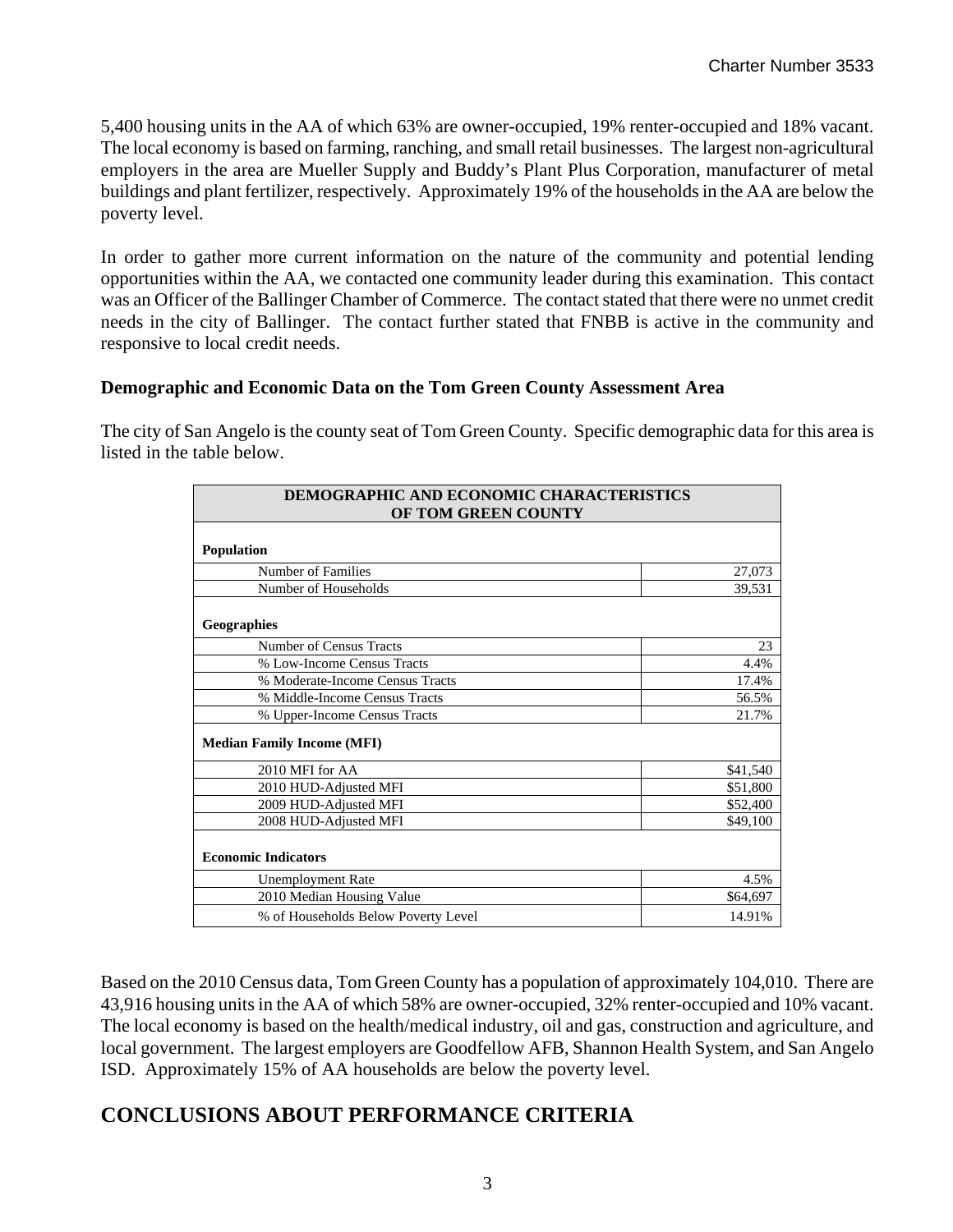5,400 housing units in the AA of which 63% are owner-occupied, 19% renter-occupied and 18% vacant. The local economy is based on farming, ranching, and small retail businesses. The largest non-agricultural employers in the area are Mueller Supply and Buddy's Plant Plus Corporation, manufacturer of metal buildings and plant fertilizer, respectively. Approximately 19% of the households in the AA are below the poverty level.

In order to gather more current information on the nature of the community and potential lending opportunities within the AA, we contacted one community leader during this examination. This contact was an Officer of the Ballinger Chamber of Commerce. The contact stated that there were no unmet credit needs in the city of Ballinger. The contact further stated that FNBB is active in the community and responsive to local credit needs.

### Demographic and Economic Data on the Tom Green County Assessment Area

The city of San Angelo is the county seat of Tom Green County. Specific demographic data for this area is listed in the table below.

| DEMOGRAPHIC AND ECONOMIC CHARACTERISTICS OF TOM GREEN COUNTY | |
|---|---|
| **Population** | |
| Number of Families | 27,073 |
| Number of Households | 39,531 |
| **Geographies** | |
| Number of Census Tracts | 23 |
| % Low-Income Census Tracts | 4.4% |
| % Moderate-Income Census Tracts | 17.4% |
| % Middle-Income Census Tracts | 56.5% |
| % Upper-Income Census Tracts | 21.7% |
| **Median Family Income (MFI)** | |
| 2010 MFI for AA | \$41,540 |
| 2010 HUD-Adjusted MFI | \$51,800 |
| 2009 HUD-Adjusted MFI | \$52,400 |
| 2008 HUD-Adjusted MFI | \$49,100 |
| **Economic Indicators** | |
| Unemployment Rate | 4.5% |
| 2010 Median Housing Value | \$64,697 |
| % of Households Below Poverty Level | 14.91% |

Based on the 2010 Census data, Tom Green County has a population of approximately 104,010. There are 43,916 housing units in the AA of which 58% are owner-occupied, 32% renter-occupied and 10% vacant. The local economy is based on the health/medical industry, oil and gas, construction and agriculture, and local government. The largest employers are Goodfellow AFB, Shannon Health System, and San Angelo ISD. Approximately 15% of AA households are below the poverty level.

## CONCLUSIONS ABOUT PERFORMANCE CRITERIA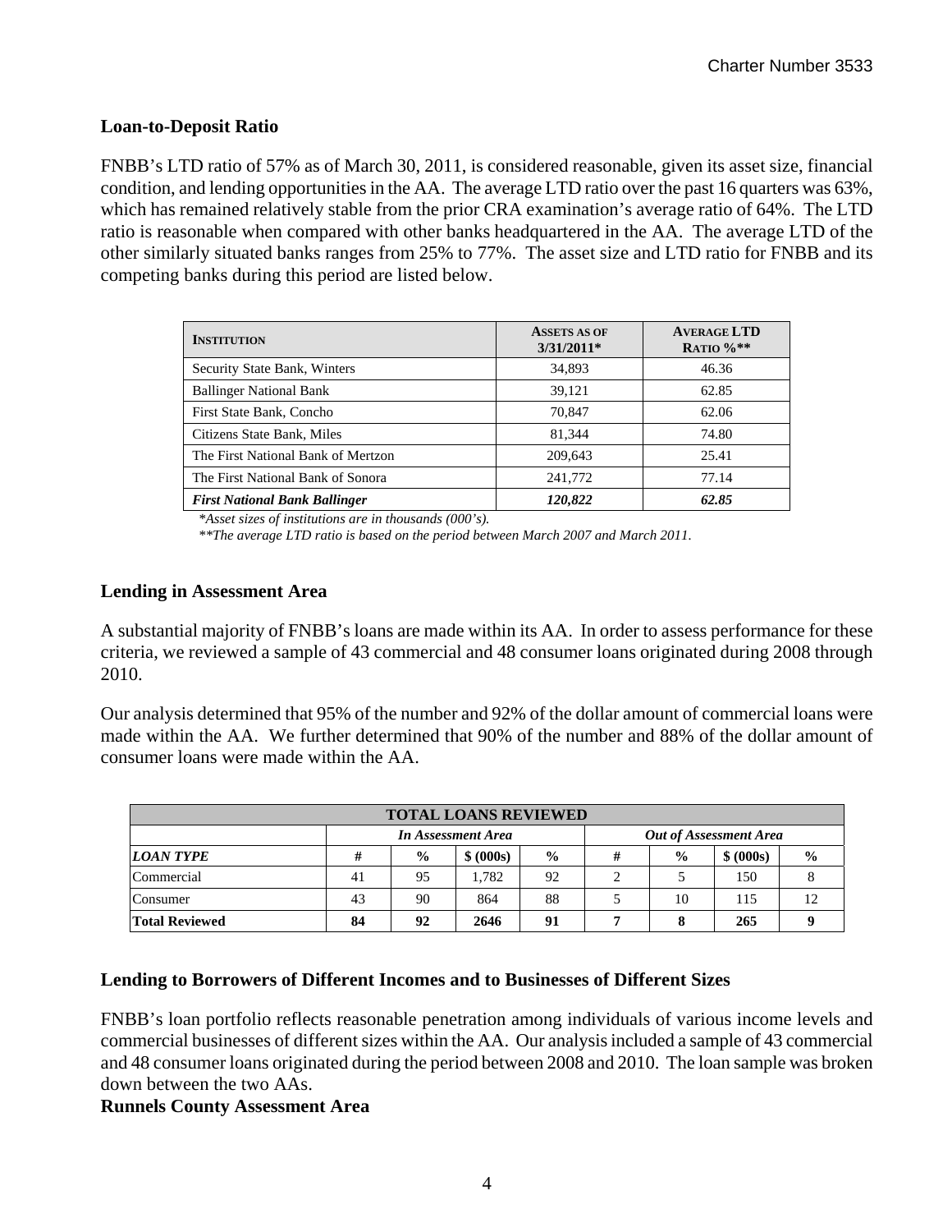## Loan-to-Deposit Ratio

FNBB's LTD ratio of 57% as of March 30, 2011, is considered reasonable, given its asset size, financial condition, and lending opportunities in the AA. The average LTD ratio over the past 16 quarters was 63%, which has remained relatively stable from the prior CRA examination's average ratio of 64%. The LTD ratio is reasonable when compared with other banks headquartered in the AA. The average LTD of the other similarly situated banks ranges from 25% to 77%. The asset size and LTD ratio for FNBB and its competing banks during this period are listed below.

| INSTITUTION | ASSETS AS OF 3/31/2011* | AVERAGE LTD RATIO %** |
|---|---|---|
| Security State Bank, Winters | 34,893 | 46.36 |
| Ballinger National Bank | 39,121 | 62.85 |
| First State Bank, Concho | 70,847 | 62.06 |
| Citizens State Bank, Miles | 81,344 | 74.80 |
| The First National Bank of Mertzon | 209,643 | 25.41 |
| The First National Bank of Sonora | 241,772 | 77.14 |
| ***First National Bank Ballinger*** | ***120,822*** | ***62.85*** |

*\*Asset sizes of institutions are in thousands (000's).*

*\*\*The average LTD ratio is based on the period between March 2007 and March 2011.*

## Lending in Assessment Area

A substantial majority of FNBB's loans are made within its AA. In order to assess performance for these criteria, we reviewed a sample of 43 commercial and 48 consumer loans originated during 2008 through 2010.

Our analysis determined that 95% of the number and 92% of the dollar amount of commercial loans were made within the AA. We further determined that 90% of the number and 88% of the dollar amount of consumer loans were made within the AA.

| TOTAL LOANS REVIEWED | | | | | | | | |
|---|---|---|---|---|---|---|---|---|
| | *In Assessment Area* | | | | *Out of Assessment Area* | | | |
| ***LOAN TYPE*** | **#** | **%** | **$ (000s)** | **%** | **#** | **%** | **$ (000s)** | **%** |
| Commercial | 41 | 95 | 1,782 | 92 | 2 | 5 | 150 | 8 |
| Consumer | 43 | 90 | 864 | 88 | 5 | 10 | 115 | 12 |
| **Total Reviewed** | **84** | **92** | **2646** | **91** | **7** | **8** | **265** | **9** |

## Lending to Borrowers of Different Incomes and to Businesses of Different Sizes

FNBB's loan portfolio reflects reasonable penetration among individuals of various income levels and commercial businesses of different sizes within the AA. Our analysis included a sample of 43 commercial and 48 consumer loans originated during the period between 2008 and 2010. The loan sample was broken down between the two AAs.

### Runnels County Assessment Area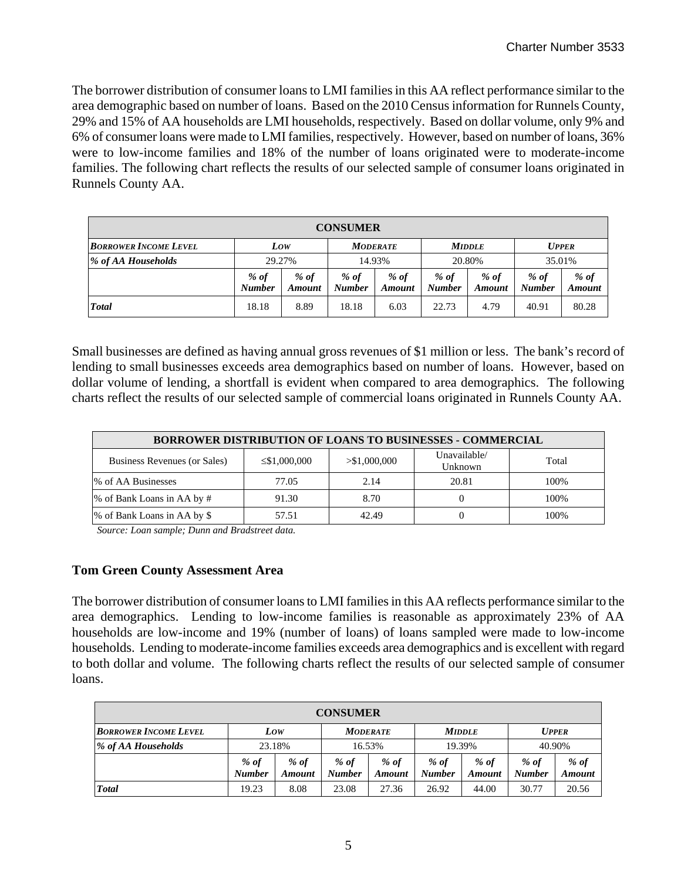The borrower distribution of consumer loans to LMI families in this AA reflect performance similar to the area demographic based on number of loans. Based on the 2010 Census information for Runnels County, 29% and 15% of AA households are LMI households, respectively. Based on dollar volume, only 9% and 6% of consumer loans were made to LMI families, respectively. However, based on number of loans, 36% were to low-income families and 18% of the number of loans originated were to moderate-income families. The following chart reflects the results of our selected sample of consumer loans originated in Runnels County AA.

| **CONSUMER** | | | | | | | | |
|---|---|---|---|---|---|---|---|---|
| ***BORROWER INCOME LEVEL*** | ***LOW*** | | ***MODERATE*** | | ***MIDDLE*** | | ***UPPER*** | |
| ***% of AA Households*** | 29.27% | | 14.93% | | 20.80% | | 35.01% | |
| | ***% of Number*** | ***% of Amount*** | ***% of Number*** | ***% of Amount*** | ***% of Number*** | ***% of Amount*** | ***% of Number*** | ***% of Amount*** |
| ***Total*** | 18.18 | 8.89 | 18.18 | 6.03 | 22.73 | 4.79 | 40.91 | 80.28 |

Small businesses are defined as having annual gross revenues of $1 million or less. The bank's record of lending to small businesses exceeds area demographics based on number of loans. However, based on dollar volume of lending, a shortfall is evident when compared to area demographics. The following charts reflect the results of our selected sample of commercial loans originated in Runnels County AA.

| **BORROWER DISTRIBUTION OF LOANS TO BUSINESSES - COMMERCIAL** | | | | |
|---|---|---|---|---|
| Business Revenues (or Sales) | ≤$1,000,000 | >$1,000,000 | Unavailable/ Unknown | Total |
| % of AA Businesses | 77.05 | 2.14 | 20.81 | 100% |
| % of Bank Loans in AA by # | 91.30 | 8.70 | 0 | 100% |
| % of Bank Loans in AA by $ | 57.51 | 42.49 | 0 | 100% |

*Source: Loan sample; Dunn and Bradstreet data.*

### Tom Green County Assessment Area

The borrower distribution of consumer loans to LMI families in this AA reflects performance similar to the area demographics. Lending to low-income families is reasonable as approximately 23% of AA households are low-income and 19% (number of loans) of loans sampled were made to low-income households. Lending to moderate-income families exceeds area demographics and is excellent with regard to both dollar and volume. The following charts reflect the results of our selected sample of consumer loans.

| **CONSUMER** | | | | | | | | |
|---|---|---|---|---|---|---|---|---|
| ***BORROWER INCOME LEVEL*** | ***LOW*** | | ***MODERATE*** | | ***MIDDLE*** | | ***UPPER*** | |
| ***% of AA Households*** | 23.18% | | 16.53% | | 19.39% | | 40.90% | |
| | ***% of Number*** | ***% of Amount*** | ***% of Number*** | ***% of Amount*** | ***% of Number*** | ***% of Amount*** | ***% of Number*** | ***% of Amount*** |
| ***Total*** | 19.23 | 8.08 | 23.08 | 27.36 | 26.92 | 44.00 | 30.77 | 20.56 |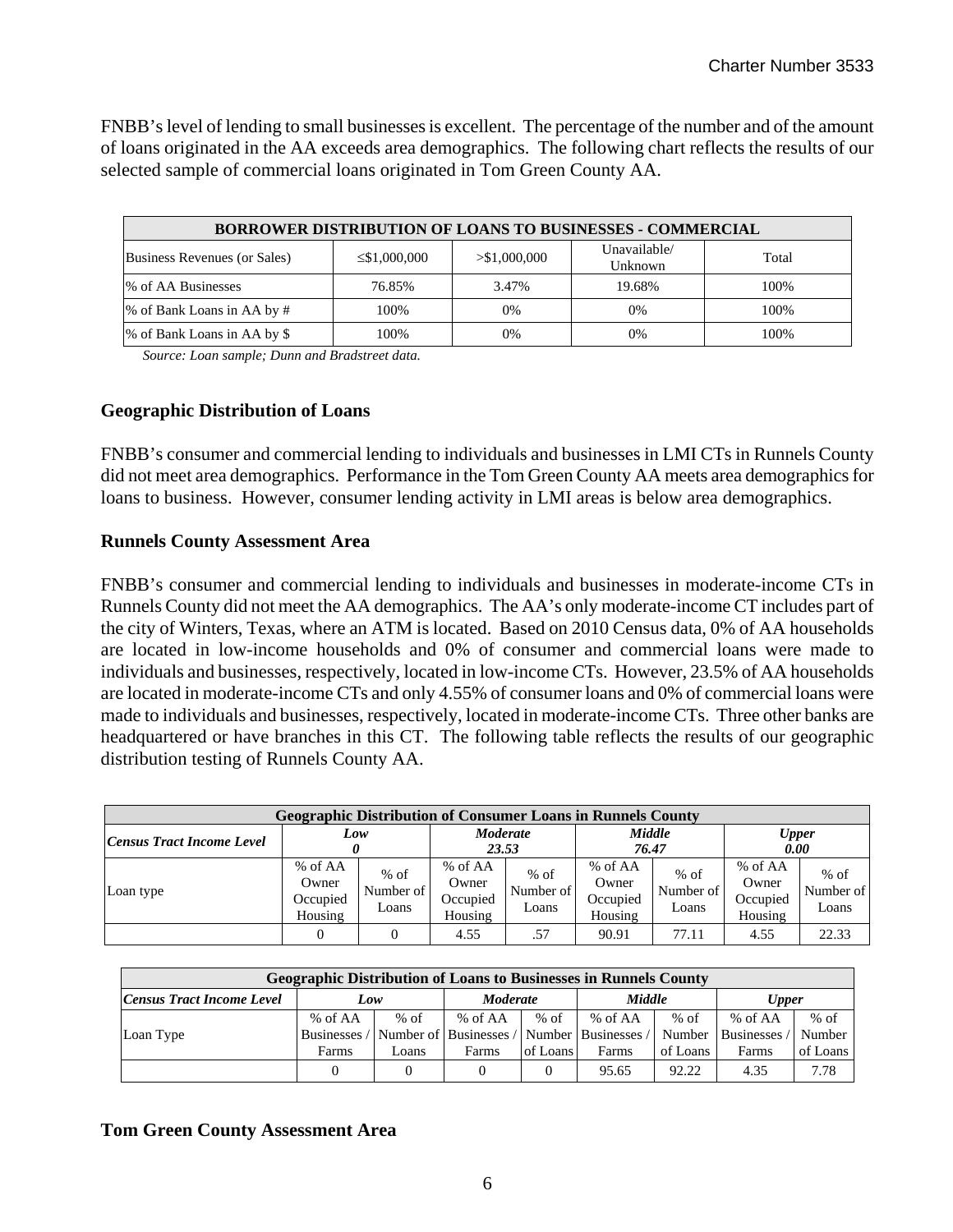FNBB's level of lending to small businesses is excellent. The percentage of the number and of the amount of loans originated in the AA exceeds area demographics. The following chart reflects the results of our selected sample of commercial loans originated in Tom Green County AA.

| BORROWER DISTRIBUTION OF LOANS TO BUSINESSES - COMMERCIAL | | | | |
|---|---|---|---|---|
| Business Revenues (or Sales) | ≤$1,000,000 | >$1,000,000 | Unavailable/ Unknown | Total |
| % of AA Businesses | 76.85% | 3.47% | 19.68% | 100% |
| % of Bank Loans in AA by # | 100% | 0% | 0% | 100% |
| % of Bank Loans in AA by $ | 100% | 0% | 0% | 100% |

*Source: Loan sample; Dunn and Bradstreet data.*

## Geographic Distribution of Loans

FNBB's consumer and commercial lending to individuals and businesses in LMI CTs in Runnels County did not meet area demographics. Performance in the Tom Green County AA meets area demographics for loans to business. However, consumer lending activity in LMI areas is below area demographics.

## Runnels County Assessment Area

FNBB's consumer and commercial lending to individuals and businesses in moderate-income CTs in Runnels County did not meet the AA demographics. The AA's only moderate-income CT includes part of the city of Winters, Texas, where an ATM is located. Based on 2010 Census data, 0% of AA households are located in low-income households and 0% of consumer and commercial loans were made to individuals and businesses, respectively, located in low-income CTs. However, 23.5% of AA households are located in moderate-income CTs and only 4.55% of consumer loans and 0% of commercial loans were made to individuals and businesses, respectively, located in moderate-income CTs. Three other banks are headquartered or have branches in this CT. The following table reflects the results of our geographic distribution testing of Runnels County AA.

| Geographic Distribution of Consumer Loans in Runnels County | | | | | | | | |
|---|---|---|---|---|---|---|---|---|
| *Census Tract Income Level* | ***Low 0*** | | ***Moderate 23.53*** | | ***Middle 76.47*** | | ***Upper 0.00*** | |
| Loan type | % of AA Owner Occupied Housing | % of Number of Loans | % of AA Owner Occupied Housing | % of Number of Loans | % of AA Owner Occupied Housing | % of Number of Loans | % of AA Owner Occupied Housing | % of Number of Loans |
| | 0 | 0 | 4.55 | .57 | 90.91 | 77.11 | 4.55 | 22.33 |

| Geographic Distribution of Loans to Businesses in Runnels County | | | | | | | | |
|---|---|---|---|---|---|---|---|---|
| *Census Tract Income Level* | ***Low*** | | ***Moderate*** | | ***Middle*** | | ***Upper*** | |
| Loan Type | % of AA Businesses / Farms | % of Number of Loans | % of AA Businesses / Farms | % of Number of Loans | % of AA Businesses / Farms | % of Number of Loans | % of AA Businesses / Farms | % of Number of Loans |
| | 0 | 0 | 0 | 0 | 95.65 | 92.22 | 4.35 | 7.78 |

## Tom Green County Assessment Area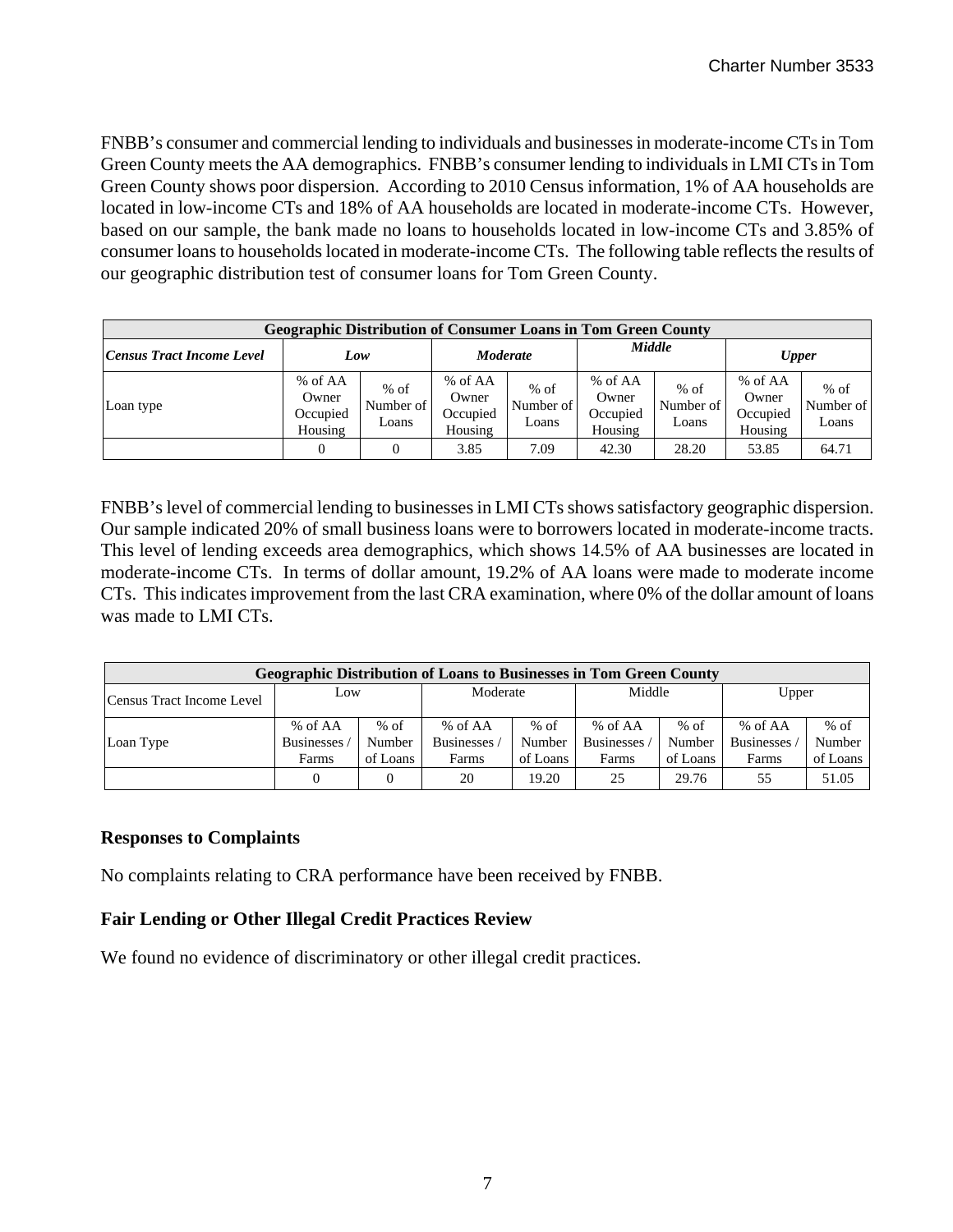FNBB's consumer and commercial lending to individuals and businesses in moderate-income CTs in Tom Green County meets the AA demographics. FNBB's consumer lending to individuals in LMI CTs in Tom Green County shows poor dispersion. According to 2010 Census information, 1% of AA households are located in low-income CTs and 18% of AA households are located in moderate-income CTs. However, based on our sample, the bank made no loans to households located in low-income CTs and 3.85% of consumer loans to households located in moderate-income CTs. The following table reflects the results of our geographic distribution test of consumer loans for Tom Green County.

| Geographic Distribution of Consumer Loans in Tom Green County | | | | | | | | |
|---|---|---|---|---|---|---|---|---|
| ***Census Tract Income Level*** | ***Low*** | | ***Moderate*** | | ***Middle*** | | ***Upper*** | |
| Loan type | % of AA Owner Occupied Housing | % of Number of Loans | % of AA Owner Occupied Housing | % of Number of Loans | % of AA Owner Occupied Housing | % of Number of Loans | % of AA Owner Occupied Housing | % of Number of Loans |
| | 0 | 0 | 3.85 | 7.09 | 42.30 | 28.20 | 53.85 | 64.71 |

FNBB's level of commercial lending to businesses in LMI CTs shows satisfactory geographic dispersion. Our sample indicated 20% of small business loans were to borrowers located in moderate-income tracts. This level of lending exceeds area demographics, which shows 14.5% of AA businesses are located in moderate-income CTs. In terms of dollar amount, 19.2% of AA loans were made to moderate income CTs. This indicates improvement from the last CRA examination, where 0% of the dollar amount of loans was made to LMI CTs.

| Geographic Distribution of Loans to Businesses in Tom Green County | | | | | | | | |
|---|---|---|---|---|---|---|---|---|
| Census Tract Income Level | Low | | Moderate | | Middle | | Upper | |
| Loan Type | % of AA Businesses / Farms | % of Number of Loans | % of AA Businesses / Farms | % of Number of Loans | % of AA Businesses / Farms | % of Number of Loans | % of AA Businesses / Farms | % of Number of Loans |
| | 0 | 0 | 20 | 19.20 | 25 | 29.76 | 55 | 51.05 |

### Responses to Complaints

No complaints relating to CRA performance have been received by FNBB.

### Fair Lending or Other Illegal Credit Practices Review

We found no evidence of discriminatory or other illegal credit practices.